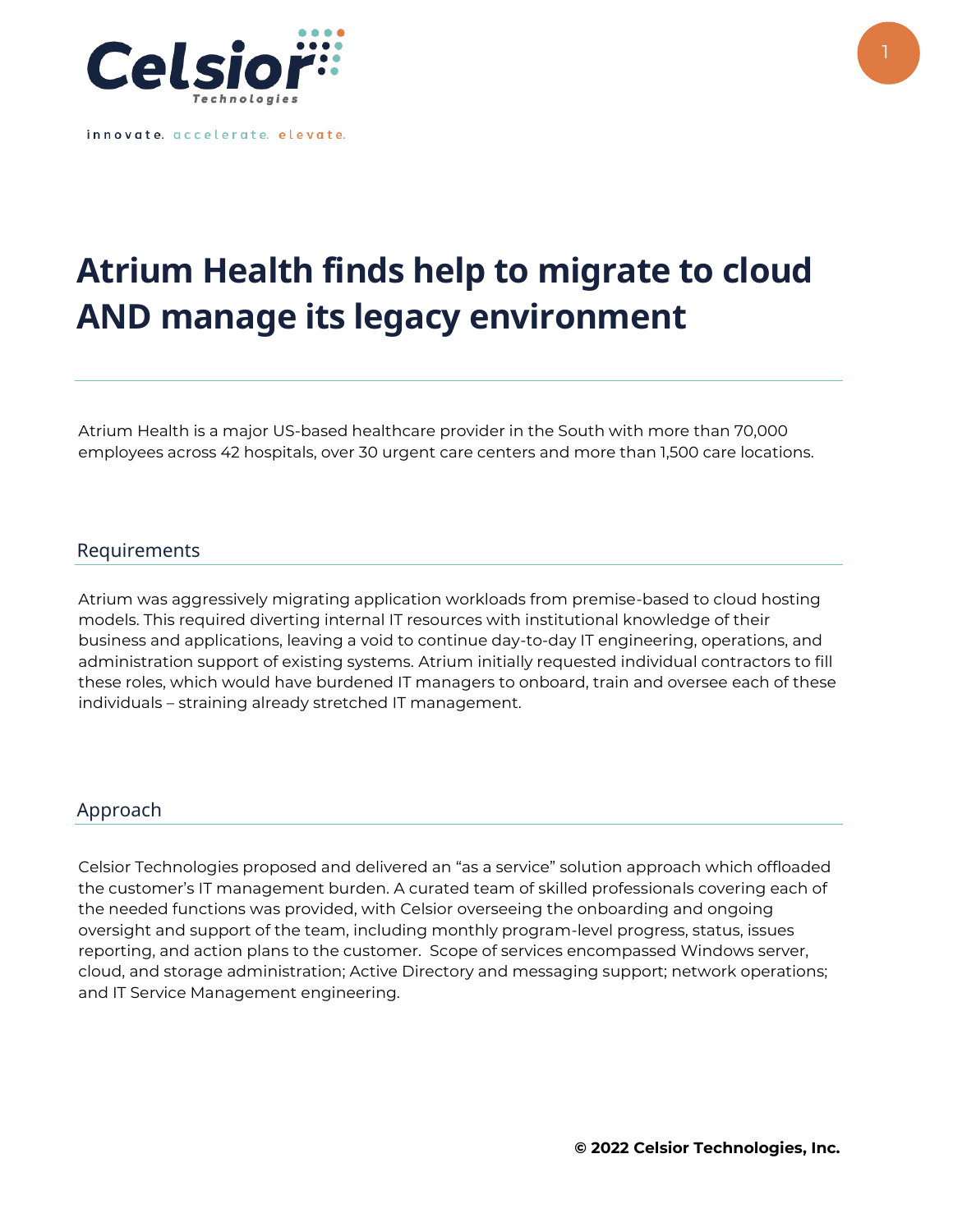Celsior Technologies

innovate. accelerate. elevate.

# Atrium Health finds help to migrate to cloud AND manage its legacy environment

Atrium Health is a major US-based healthcare provider in the South with more than 70,000 employees across 42 hospitals, over 30 urgent care centers and more than 1,500 care locations.

## Requirements

Atrium was aggressively migrating application workloads from premise-based to cloud hosting models. This required diverting internal IT resources with institutional knowledge of their business and applications, leaving a void to continue day-to-day IT engineering, operations, and administration support of existing systems. Atrium initially requested individual contractors to fill these roles, which would have burdened IT managers to onboard, train and oversee each of these individuals – straining already stretched IT management.

## Approach

Celsior Technologies proposed and delivered an "as a service" solution approach which offloaded the customer's IT management burden. A curated team of skilled professionals covering each of the needed functions was provided, with Celsior overseeing the onboarding and ongoing oversight and support of the team, including monthly program-level progress, status, issues reporting, and action plans to the customer. Scope of services encompassed Windows server, cloud, and storage administration; Active Directory and messaging support; network operations; and IT Service Management engineering.

**© 2022 Celsior Technologies, Inc.**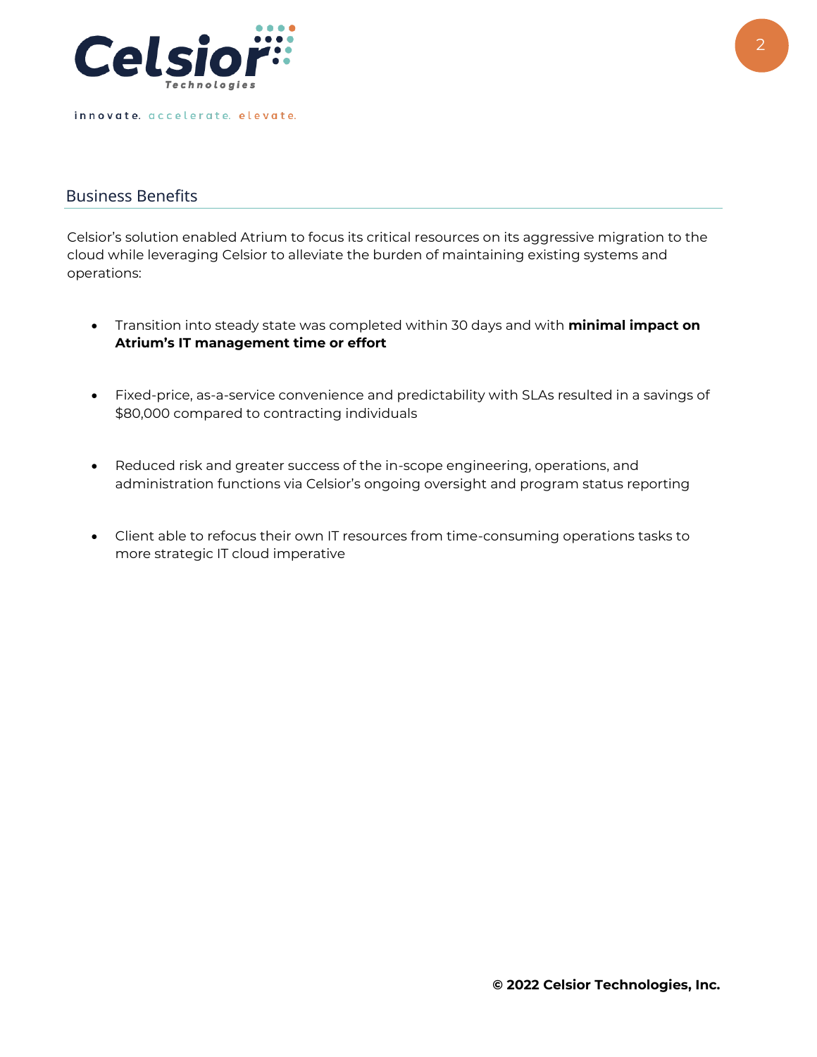## Business Benefits

Celsior's solution enabled Atrium to focus its critical resources on its aggressive migration to the cloud while leveraging Celsior to alleviate the burden of maintaining existing systems and operations:

- Transition into steady state was completed within 30 days and with **minimal impact on Atrium's IT management time or effort**
- Fixed-price, as-a-service convenience and predictability with SLAs resulted in a savings of $80,000 compared to contracting individuals
- Reduced risk and greater success of the in-scope engineering, operations, and administration functions via Celsior's ongoing oversight and program status reporting
- Client able to refocus their own IT resources from time-consuming operations tasks to more strategic IT cloud imperative

**© 2022 Celsior Technologies, Inc.**